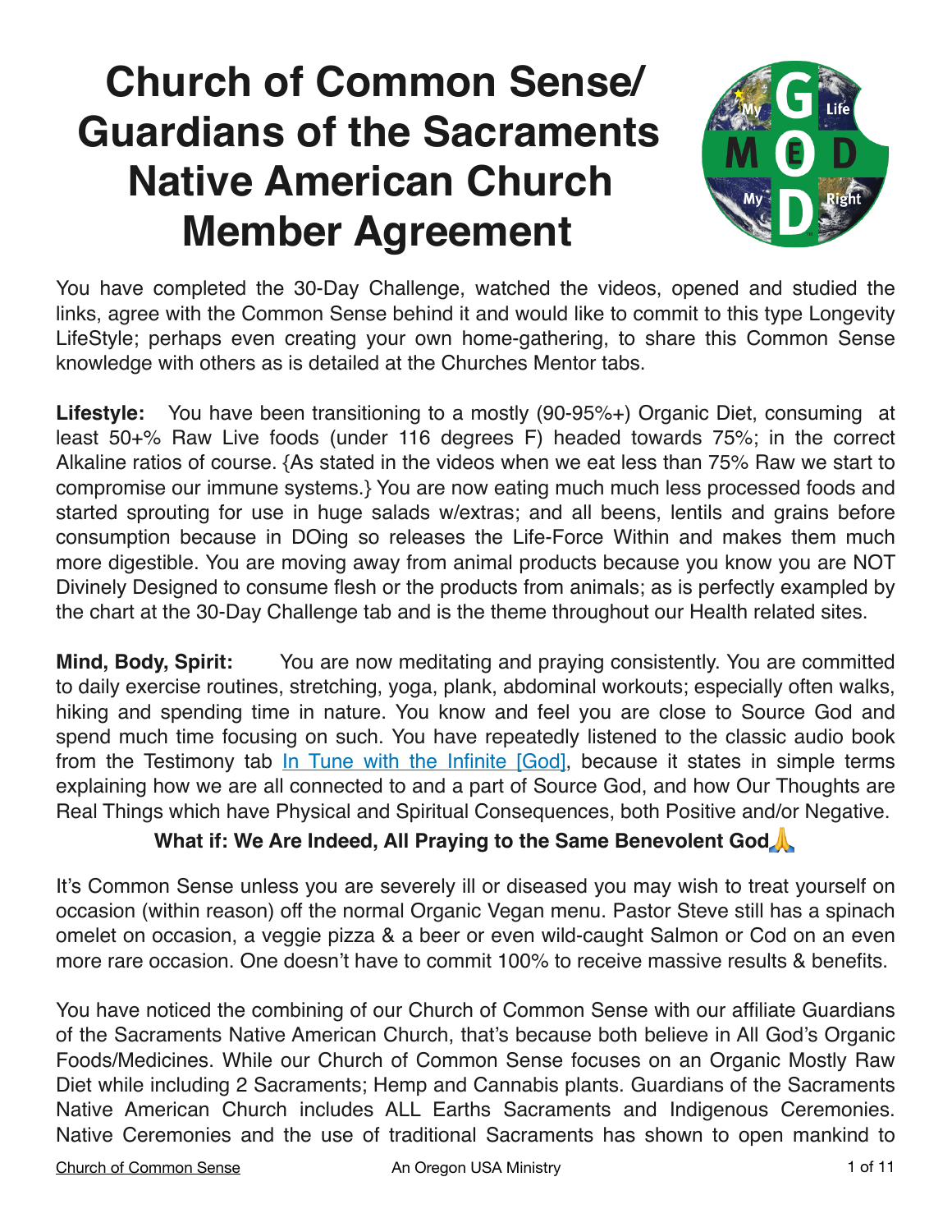# Church of Common Sense/ Guardians of the Sacraments Native American Church Member Agreement

You have completed the 30-Day Challenge, watched the videos, opened and studied the links, agree with the Common Sense behind it and would like to commit to this type Longevity LifeStyle; perhaps even creating your own home-gathering, to share this Common Sense knowledge with others as is detailed at the Churches Mentor tabs.

**Lifestyle:** You have been transitioning to a mostly (90-95%+) Organic Diet, consuming at least 50+% Raw Live foods (under 116 degrees F) headed towards 75%; in the correct Alkaline ratios of course. {As stated in the videos when we eat less than 75% Raw we start to compromise our immune systems.} You are now eating much much less processed foods and started sprouting for use in huge salads w/extras; and all beens, lentils and grains before consumption because in DOing so releases the Life-Force Within and makes them much more digestible. You are moving away from animal products because you know you are NOT Divinely Designed to consume flesh or the products from animals; as is perfectly exampled by the chart at the 30-Day Challenge tab and is the theme throughout our Health related sites.

**Mind, Body, Spirit:** You are now meditating and praying consistently. You are committed to daily exercise routines, stretching, yoga, plank, abdominal workouts; especially often walks, hiking and spending time in nature. You know and feel you are close to Source God and spend much time focusing on such. You have repeatedly listened to the classic audio book from the Testimony tab In Tune with the Infinite [God], because it states in simple terms explaining how we are all connected to and a part of Source God, and how Our Thoughts are Real Things which have Physical and Spiritual Consequences, both Positive and/or Negative.

**What if: We Are Indeed, All Praying to the Same Benevolent God🙏**

It's Common Sense unless you are severely ill or diseased you may wish to treat yourself on occasion (within reason) off the normal Organic Vegan menu. Pastor Steve still has a spinach omelet on occasion, a veggie pizza & a beer or even wild-caught Salmon or Cod on an even more rare occasion. One doesn't have to commit 100% to receive massive results & benefits.

You have noticed the combining of our Church of Common Sense with our affiliate Guardians of the Sacraments Native American Church, that's because both believe in All God's Organic Foods/Medicines. While our Church of Common Sense focuses on an Organic Mostly Raw Diet while including 2 Sacraments; Hemp and Cannabis plants. Guardians of the Sacraments Native American Church includes ALL Earths Sacraments and Indigenous Ceremonies. Native Ceremonies and the use of traditional Sacraments has shown to open mankind to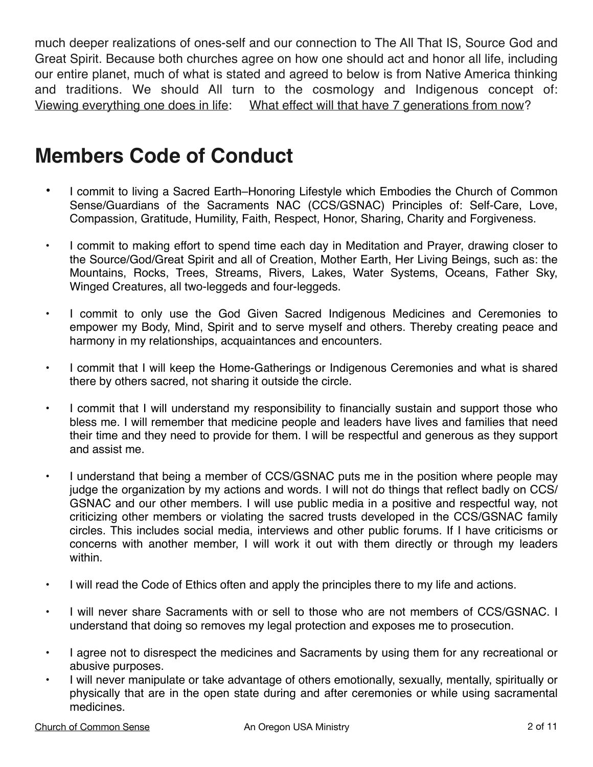much deeper realizations of ones-self and our connection to The All That IS, Source God and Great Spirit. Because both churches agree on how one should act and honor all life, including our entire planet, much of what is stated and agreed to below is from Native America thinking and traditions. We should All turn to the cosmology and Indigenous concept of: Viewing everything one does in life: What effect will that have 7 generations from now?

# Members Code of Conduct

- I commit to living a Sacred Earth–Honoring Lifestyle which Embodies the Church of Common Sense/Guardians of the Sacraments NAC (CCS/GSNAC) Principles of: Self-Care, Love, Compassion, Gratitude, Humility, Faith, Respect, Honor, Sharing, Charity and Forgiveness.
- I commit to making effort to spend time each day in Meditation and Prayer, drawing closer to the Source/God/Great Spirit and all of Creation, Mother Earth, Her Living Beings, such as: the Mountains, Rocks, Trees, Streams, Rivers, Lakes, Water Systems, Oceans, Father Sky, Winged Creatures, all two-leggeds and four-leggeds.
- I commit to only use the God Given Sacred Indigenous Medicines and Ceremonies to empower my Body, Mind, Spirit and to serve myself and others. Thereby creating peace and harmony in my relationships, acquaintances and encounters.
- I commit that I will keep the Home-Gatherings or Indigenous Ceremonies and what is shared there by others sacred, not sharing it outside the circle.
- I commit that I will understand my responsibility to financially sustain and support those who bless me. I will remember that medicine people and leaders have lives and families that need their time and they need to provide for them. I will be respectful and generous as they support and assist me.
- I understand that being a member of CCS/GSNAC puts me in the position where people may judge the organization by my actions and words. I will not do things that reflect badly on CCS/GSNAC and our other members. I will use public media in a positive and respectful way, not criticizing other members or violating the sacred trusts developed in the CCS/GSNAC family circles. This includes social media, interviews and other public forums. If I have criticisms or concerns with another member, I will work it out with them directly or through my leaders within.
- I will read the Code of Ethics often and apply the principles there to my life and actions.
- I will never share Sacraments with or sell to those who are not members of CCS/GSNAC. I understand that doing so removes my legal protection and exposes me to prosecution.
- I agree not to disrespect the medicines and Sacraments by using them for any recreational or abusive purposes.
- I will never manipulate or take advantage of others emotionally, sexually, mentally, spiritually or physically that are in the open state during and after ceremonies or while using sacramental medicines.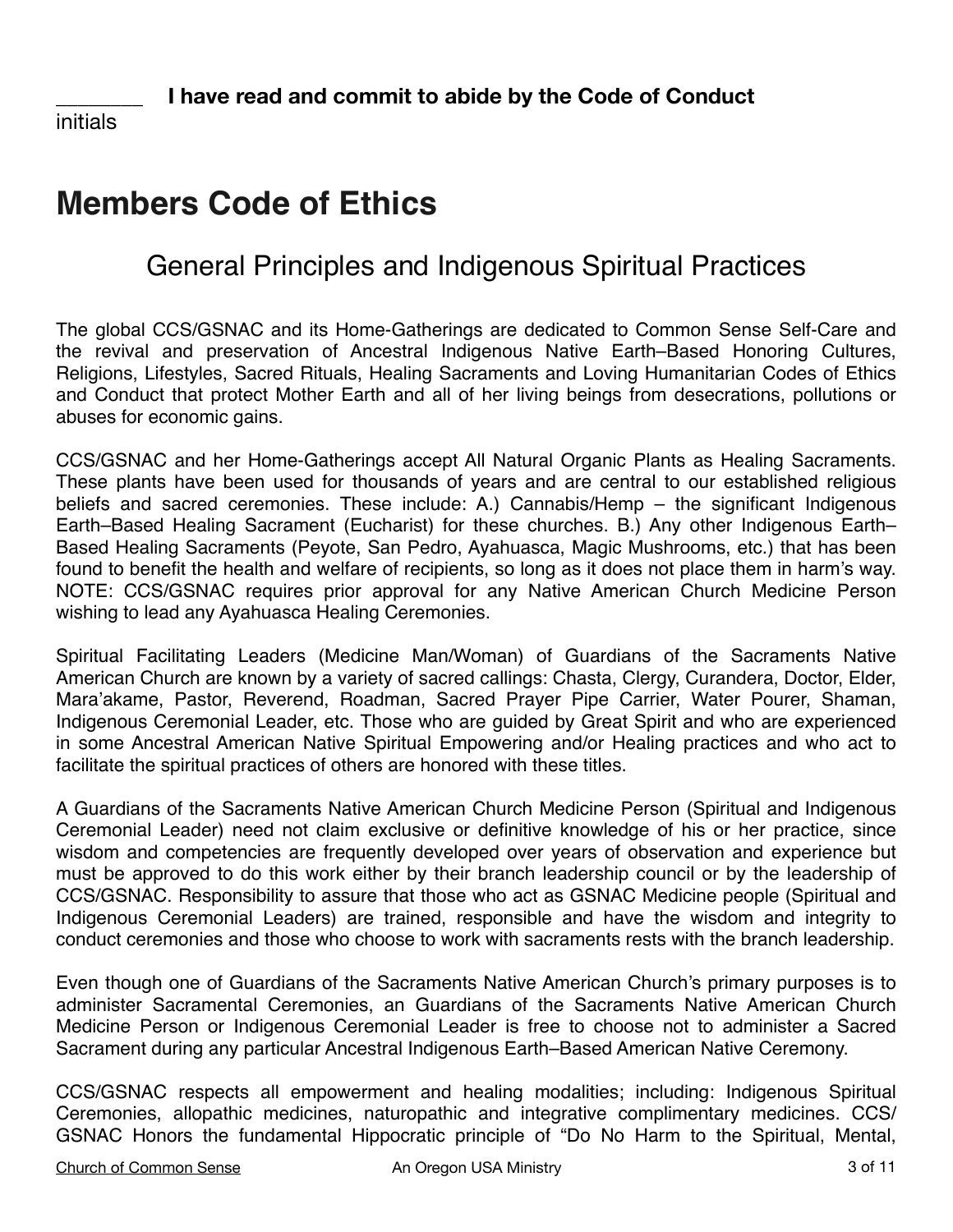________ **I have read and commit to abide by the Code of Conduct**
initials

# Members Code of Ethics

## General Principles and Indigenous Spiritual Practices

The global CCS/GSNAC and its Home-Gatherings are dedicated to Common Sense Self-Care and the revival and preservation of Ancestral Indigenous Native Earth–Based Honoring Cultures, Religions, Lifestyles, Sacred Rituals, Healing Sacraments and Loving Humanitarian Codes of Ethics and Conduct that protect Mother Earth and all of her living beings from desecrations, pollutions or abuses for economic gains.

CCS/GSNAC and her Home-Gatherings accept All Natural Organic Plants as Healing Sacraments. These plants have been used for thousands of years and are central to our established religious beliefs and sacred ceremonies. These include: A.) Cannabis/Hemp – the significant Indigenous Earth–Based Healing Sacrament (Eucharist) for these churches. B.) Any other Indigenous Earth–Based Healing Sacraments (Peyote, San Pedro, Ayahuasca, Magic Mushrooms, etc.) that has been found to benefit the health and welfare of recipients, so long as it does not place them in harm's way. NOTE: CCS/GSNAC requires prior approval for any Native American Church Medicine Person wishing to lead any Ayahuasca Healing Ceremonies.

Spiritual Facilitating Leaders (Medicine Man/Woman) of Guardians of the Sacraments Native American Church are known by a variety of sacred callings: Chasta, Clergy, Curandera, Doctor, Elder, Mara'akame, Pastor, Reverend, Roadman, Sacred Prayer Pipe Carrier, Water Pourer, Shaman, Indigenous Ceremonial Leader, etc. Those who are guided by Great Spirit and who are experienced in some Ancestral American Native Spiritual Empowering and/or Healing practices and who act to facilitate the spiritual practices of others are honored with these titles.

A Guardians of the Sacraments Native American Church Medicine Person (Spiritual and Indigenous Ceremonial Leader) need not claim exclusive or definitive knowledge of his or her practice, since wisdom and competencies are frequently developed over years of observation and experience but must be approved to do this work either by their branch leadership council or by the leadership of CCS/GSNAC. Responsibility to assure that those who act as GSNAC Medicine people (Spiritual and Indigenous Ceremonial Leaders) are trained, responsible and have the wisdom and integrity to conduct ceremonies and those who choose to work with sacraments rests with the branch leadership.

Even though one of Guardians of the Sacraments Native American Church's primary purposes is to administer Sacramental Ceremonies, an Guardians of the Sacraments Native American Church Medicine Person or Indigenous Ceremonial Leader is free to choose not to administer a Sacred Sacrament during any particular Ancestral Indigenous Earth–Based American Native Ceremony.

CCS/GSNAC respects all empowerment and healing modalities; including: Indigenous Spiritual Ceremonies, allopathic medicines, naturopathic and integrative complimentary medicines. CCS/GSNAC Honors the fundamental Hippocratic principle of "Do No Harm to the Spiritual, Mental,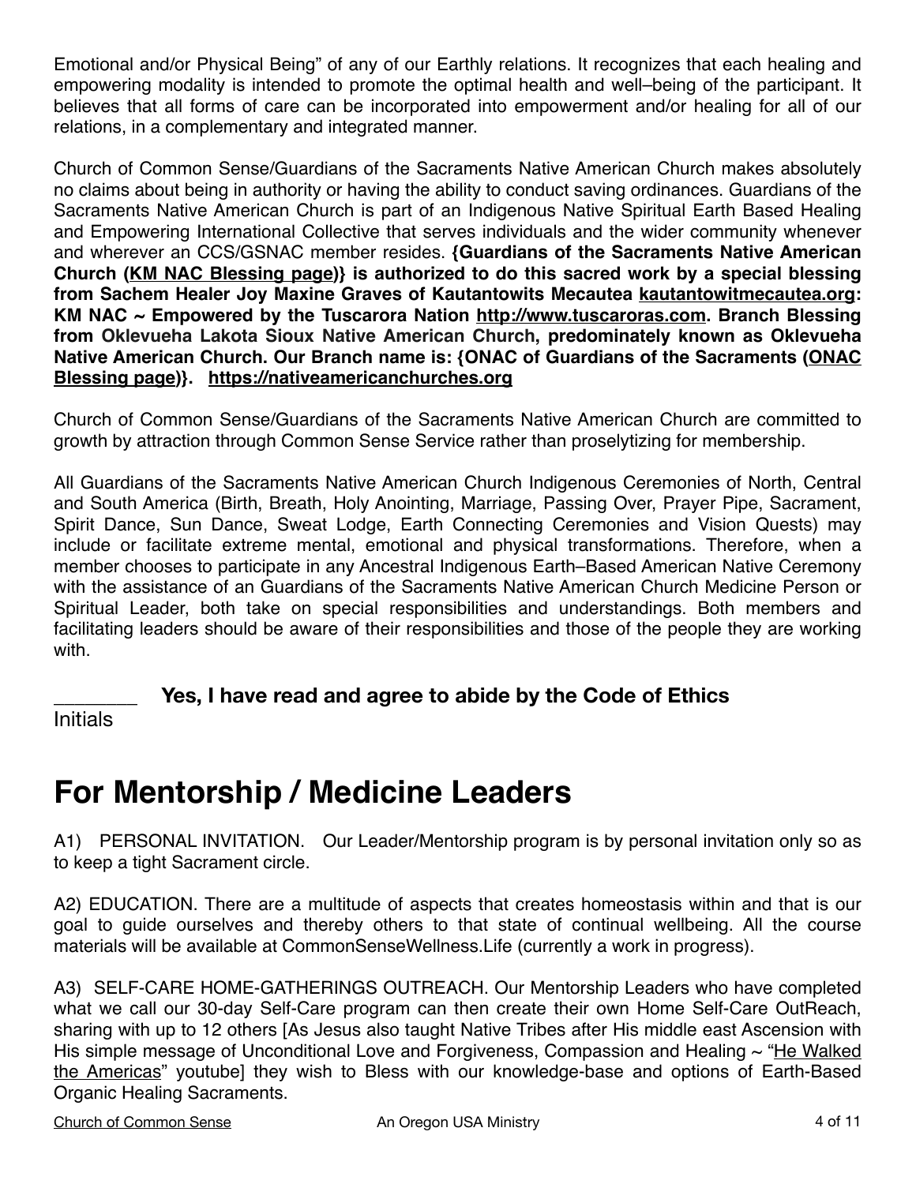Emotional and/or Physical Being" of any of our Earthly relations. It recognizes that each healing and empowering modality is intended to promote the optimal health and well–being of the participant. It believes that all forms of care can be incorporated into empowerment and/or healing for all of our relations, in a complementary and integrated manner.

Church of Common Sense/Guardians of the Sacraments Native American Church makes absolutely no claims about being in authority or having the ability to conduct saving ordinances. Guardians of the Sacraments Native American Church is part of an Indigenous Native Spiritual Earth Based Healing and Empowering International Collective that serves individuals and the wider community whenever and wherever an CCS/GSNAC member resides. **{Guardians of the Sacraments Native American Church (KM NAC Blessing page)} is authorized to do this sacred work by a special blessing from Sachem Healer Joy Maxine Graves of Kautantowits Mecautea kautantowitmecautea.org: KM NAC ~ Empowered by the Tuscarora Nation http://www.tuscaroras.com. Branch Blessing from Oklevueha Lakota Sioux Native American Church, predominately known as Oklevueha Native American Church. Our Branch name is: {ONAC of Guardians of the Sacraments (ONAC Blessing page)}. https://nativeamericanchurches.org**

Church of Common Sense/Guardians of the Sacraments Native American Church are committed to growth by attraction through Common Sense Service rather than proselytizing for membership.

All Guardians of the Sacraments Native American Church Indigenous Ceremonies of North, Central and South America (Birth, Breath, Holy Anointing, Marriage, Passing Over, Prayer Pipe, Sacrament, Spirit Dance, Sun Dance, Sweat Lodge, Earth Connecting Ceremonies and Vision Quests) may include or facilitate extreme mental, emotional and physical transformations. Therefore, when a member chooses to participate in any Ancestral Indigenous Earth–Based American Native Ceremony with the assistance of an Guardians of the Sacraments Native American Church Medicine Person or Spiritual Leader, both take on special responsibilities and understandings. Both members and facilitating leaders should be aware of their responsibilities and those of the people they are working with.

________ **Yes, I have read and agree to abide by the Code of Ethics**
Initials

# For Mentorship / Medicine Leaders

A1) PERSONAL INVITATION. Our Leader/Mentorship program is by personal invitation only so as to keep a tight Sacrament circle.

A2) EDUCATION. There are a multitude of aspects that creates homeostasis within and that is our goal to guide ourselves and thereby others to that state of continual wellbeing. All the course materials will be available at CommonSenseWellness.Life (currently a work in progress).

A3) SELF-CARE HOME-GATHERINGS OUTREACH. Our Mentorship Leaders who have completed what we call our 30-day Self-Care program can then create their own Home Self-Care OutReach, sharing with up to 12 others [As Jesus also taught Native Tribes after His middle east Ascension with His simple message of Unconditional Love and Forgiveness, Compassion and Healing ~ "He Walked the Americas" youtube] they wish to Bless with our knowledge-base and options of Earth-Based Organic Healing Sacraments.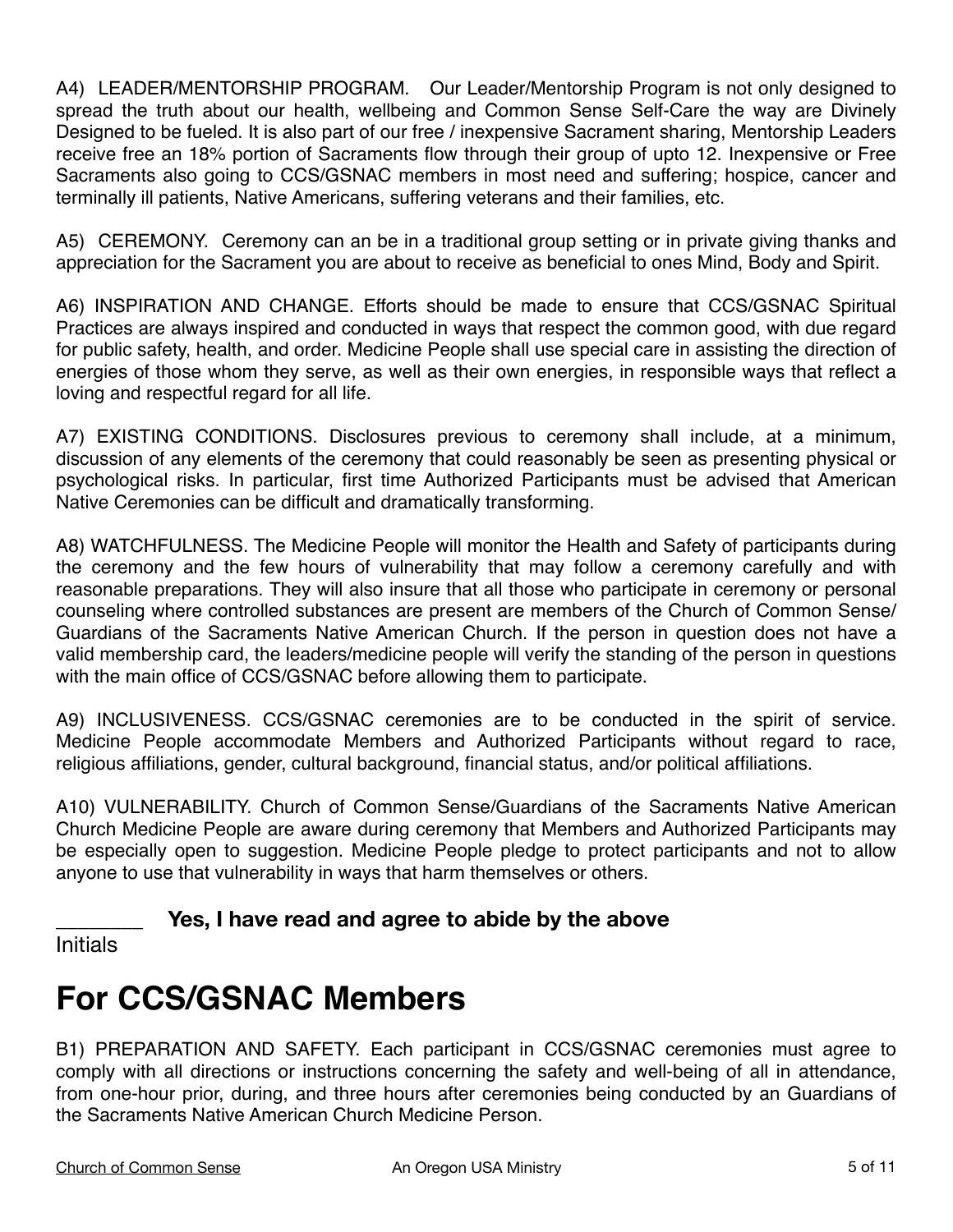A4) LEADER/MENTORSHIP PROGRAM. Our Leader/Mentorship Program is not only designed to spread the truth about our health, wellbeing and Common Sense Self-Care the way are Divinely Designed to be fueled. It is also part of our free / inexpensive Sacrament sharing, Mentorship Leaders receive free an 18% portion of Sacraments flow through their group of upto 12. Inexpensive or Free Sacraments also going to CCS/GSNAC members in most need and suffering; hospice, cancer and terminally ill patients, Native Americans, suffering veterans and their families, etc.

A5) CEREMONY. Ceremony can an be in a traditional group setting or in private giving thanks and appreciation for the Sacrament you are about to receive as beneficial to ones Mind, Body and Spirit.

A6) INSPIRATION AND CHANGE. Efforts should be made to ensure that CCS/GSNAC Spiritual Practices are always inspired and conducted in ways that respect the common good, with due regard for public safety, health, and order. Medicine People shall use special care in assisting the direction of energies of those whom they serve, as well as their own energies, in responsible ways that reflect a loving and respectful regard for all life.

A7) EXISTING CONDITIONS. Disclosures previous to ceremony shall include, at a minimum, discussion of any elements of the ceremony that could reasonably be seen as presenting physical or psychological risks. In particular, first time Authorized Participants must be advised that American Native Ceremonies can be difficult and dramatically transforming.

A8) WATCHFULNESS. The Medicine People will monitor the Health and Safety of participants during the ceremony and the few hours of vulnerability that may follow a ceremony carefully and with reasonable preparations. They will also insure that all those who participate in ceremony or personal counseling where controlled substances are present are members of the Church of Common Sense/ Guardians of the Sacraments Native American Church. If the person in question does not have a valid membership card, the leaders/medicine people will verify the standing of the person in questions with the main office of CCS/GSNAC before allowing them to participate.

A9) INCLUSIVENESS. CCS/GSNAC ceremonies are to be conducted in the spirit of service. Medicine People accommodate Members and Authorized Participants without regard to race, religious affiliations, gender, cultural background, financial status, and/or political affiliations.

A10) VULNERABILITY. Church of Common Sense/Guardians of the Sacraments Native American Church Medicine People are aware during ceremony that Members and Authorized Participants may be especially open to suggestion. Medicine People pledge to protect participants and not to allow anyone to use that vulnerability in ways that harm themselves or others.

________ **Yes, I have read and agree to abide by the above**
Initials

# For CCS/GSNAC Members

B1) PREPARATION AND SAFETY. Each participant in CCS/GSNAC ceremonies must agree to comply with all directions or instructions concerning the safety and well-being of all in attendance, from one-hour prior, during, and three hours after ceremonies being conducted by an Guardians of the Sacraments Native American Church Medicine Person.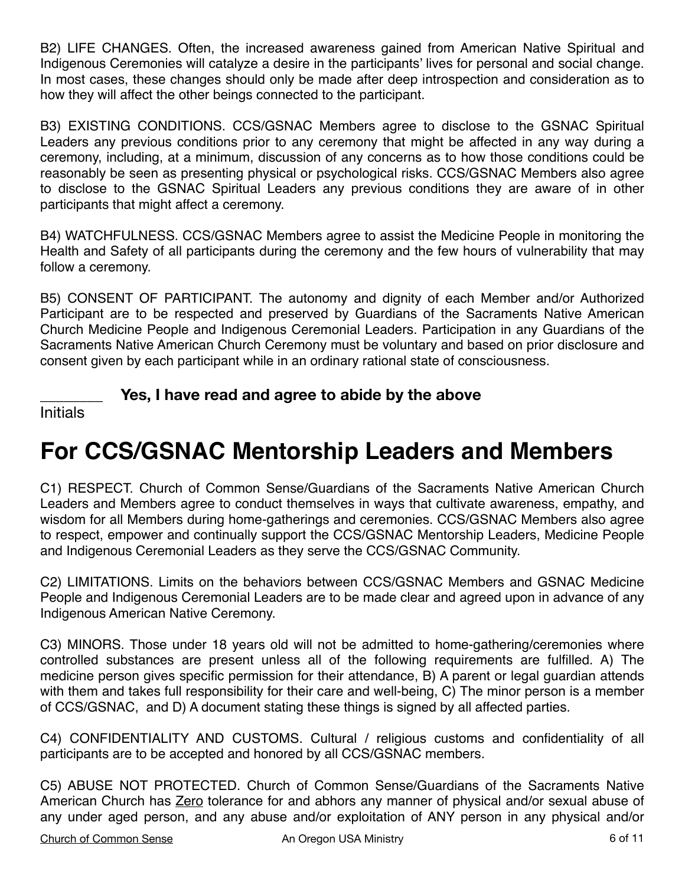B2) LIFE CHANGES. Often, the increased awareness gained from American Native Spiritual and Indigenous Ceremonies will catalyze a desire in the participants' lives for personal and social change. In most cases, these changes should only be made after deep introspection and consideration as to how they will affect the other beings connected to the participant.

B3) EXISTING CONDITIONS. CCS/GSNAC Members agree to disclose to the GSNAC Spiritual Leaders any previous conditions prior to any ceremony that might be affected in any way during a ceremony, including, at a minimum, discussion of any concerns as to how those conditions could be reasonably be seen as presenting physical or psychological risks. CCS/GSNAC Members also agree to disclose to the GSNAC Spiritual Leaders any previous conditions they are aware of in other participants that might affect a ceremony.

B4) WATCHFULNESS. CCS/GSNAC Members agree to assist the Medicine People in monitoring the Health and Safety of all participants during the ceremony and the few hours of vulnerability that may follow a ceremony.

B5) CONSENT OF PARTICIPANT. The autonomy and dignity of each Member and/or Authorized Participant are to be respected and preserved by Guardians of the Sacraments Native American Church Medicine People and Indigenous Ceremonial Leaders. Participation in any Guardians of the Sacraments Native American Church Ceremony must be voluntary and based on prior disclosure and consent given by each participant while in an ordinary rational state of consciousness.

________ **Yes, I have read and agree to abide by the above**
Initials

# For CCS/GSNAC Mentorship Leaders and Members

C1) RESPECT. Church of Common Sense/Guardians of the Sacraments Native American Church Leaders and Members agree to conduct themselves in ways that cultivate awareness, empathy, and wisdom for all Members during home-gatherings and ceremonies. CCS/GSNAC Members also agree to respect, empower and continually support the CCS/GSNAC Mentorship Leaders, Medicine People and Indigenous Ceremonial Leaders as they serve the CCS/GSNAC Community.

C2) LIMITATIONS. Limits on the behaviors between CCS/GSNAC Members and GSNAC Medicine People and Indigenous Ceremonial Leaders are to be made clear and agreed upon in advance of any Indigenous American Native Ceremony.

C3) MINORS. Those under 18 years old will not be admitted to home-gathering/ceremonies where controlled substances are present unless all of the following requirements are fulfilled. A) The medicine person gives specific permission for their attendance, B) A parent or legal guardian attends with them and takes full responsibility for their care and well-being, C) The minor person is a member of CCS/GSNAC, and D) A document stating these things is signed by all affected parties.

C4) CONFIDENTIALITY AND CUSTOMS. Cultural / religious customs and confidentiality of all participants are to be accepted and honored by all CCS/GSNAC members.

C5) ABUSE NOT PROTECTED. Church of Common Sense/Guardians of the Sacraments Native American Church has Zero tolerance for and abhors any manner of physical and/or sexual abuse of any under aged person, and any abuse and/or exploitation of ANY person in any physical and/or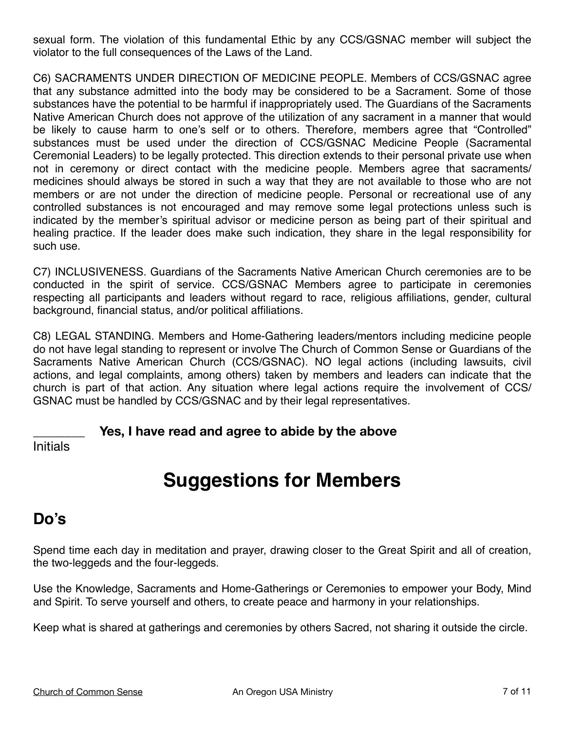sexual form. The violation of this fundamental Ethic by any CCS/GSNAC member will subject the violator to the full consequences of the Laws of the Land.

C6) SACRAMENTS UNDER DIRECTION OF MEDICINE PEOPLE. Members of CCS/GSNAC agree that any substance admitted into the body may be considered to be a Sacrament. Some of those substances have the potential to be harmful if inappropriately used. The Guardians of the Sacraments Native American Church does not approve of the utilization of any sacrament in a manner that would be likely to cause harm to one's self or to others. Therefore, members agree that "Controlled" substances must be used under the direction of CCS/GSNAC Medicine People (Sacramental Ceremonial Leaders) to be legally protected. This direction extends to their personal private use when not in ceremony or direct contact with the medicine people. Members agree that sacraments/ medicines should always be stored in such a way that they are not available to those who are not members or are not under the direction of medicine people. Personal or recreational use of any controlled substances is not encouraged and may remove some legal protections unless such is indicated by the member's spiritual advisor or medicine person as being part of their spiritual and healing practice. If the leader does make such indication, they share in the legal responsibility for such use.

C7) INCLUSIVENESS. Guardians of the Sacraments Native American Church ceremonies are to be conducted in the spirit of service. CCS/GSNAC Members agree to participate in ceremonies respecting all participants and leaders without regard to race, religious affiliations, gender, cultural background, financial status, and/or political affiliations.

C8) LEGAL STANDING. Members and Home-Gathering leaders/mentors including medicine people do not have legal standing to represent or involve The Church of Common Sense or Guardians of the Sacraments Native American Church (CCS/GSNAC). NO legal actions (including lawsuits, civil actions, and legal complaints, among others) taken by members and leaders can indicate that the church is part of that action. Any situation where legal actions require the involvement of CCS/ GSNAC must be handled by CCS/GSNAC and by their legal representatives.

________ **Yes, I have read and agree to abide by the above**
Initials

# Suggestions for Members

## Do's

Spend time each day in meditation and prayer, drawing closer to the Great Spirit and all of creation, the two-leggeds and the four-leggeds.

Use the Knowledge, Sacraments and Home-Gatherings or Ceremonies to empower your Body, Mind and Spirit. To serve yourself and others, to create peace and harmony in your relationships.

Keep what is shared at gatherings and ceremonies by others Sacred, not sharing it outside the circle.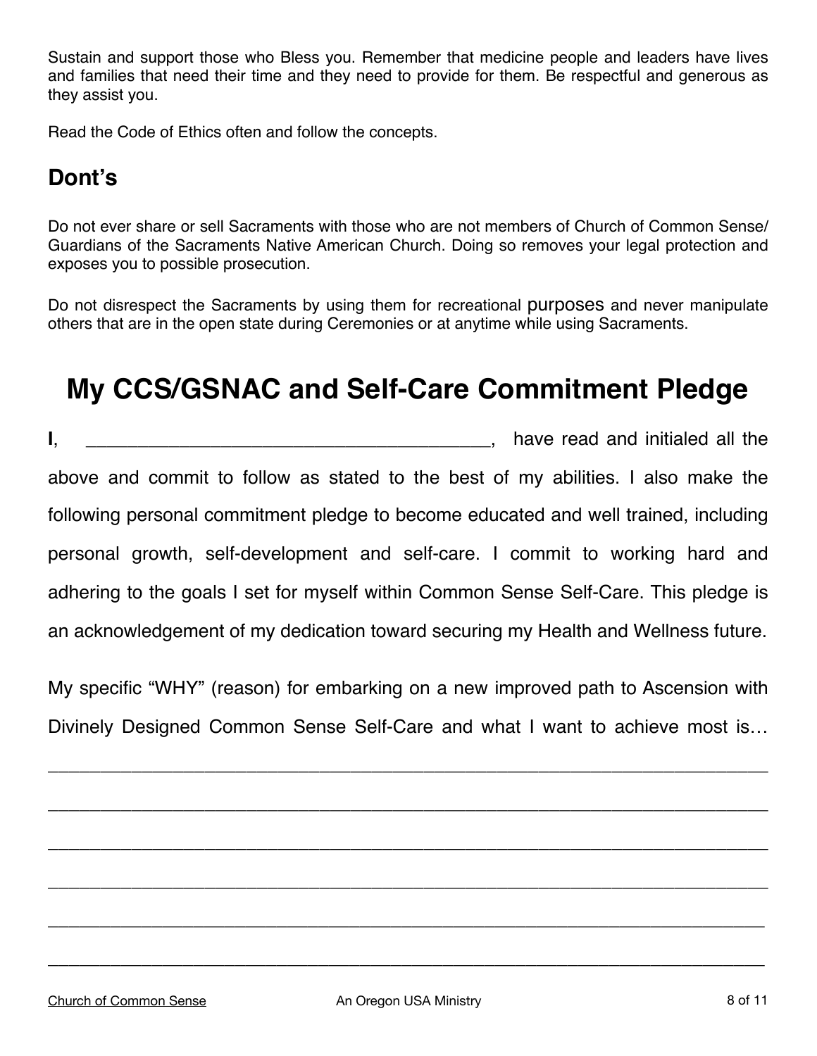Sustain and support those who Bless you. Remember that medicine people and leaders have lives and families that need their time and they need to provide for them. Be respectful and generous as they assist you.

Read the Code of Ethics often and follow the concepts.

## Dont's

Do not ever share or sell Sacraments with those who are not members of Church of Common Sense/ Guardians of the Sacraments Native American Church. Doing so removes your legal protection and exposes you to possible prosecution.

Do not disrespect the Sacraments by using them for recreational purposes and never manipulate others that are in the open state during Ceremonies or at anytime while using Sacraments.

# My CCS/GSNAC and Self-Care Commitment Pledge

**I**, ________________________________________, have read and initialed all the above and commit to follow as stated to the best of my abilities. I also make the following personal commitment pledge to become educated and well trained, including personal growth, self-development and self-care. I commit to working hard and adhering to the goals I set for myself within Common Sense Self-Care. This pledge is an acknowledgement of my dedication toward securing my Health and Wellness future.

My specific "WHY" (reason) for embarking on a new improved path to Ascension with Divinely Designed Common Sense Self-Care and what I want to achieve most is…

______________________________________________________________________

______________________________________________________________________

______________________________________________________________________

______________________________________________________________________

______________________________________________________________________

______________________________________________________________________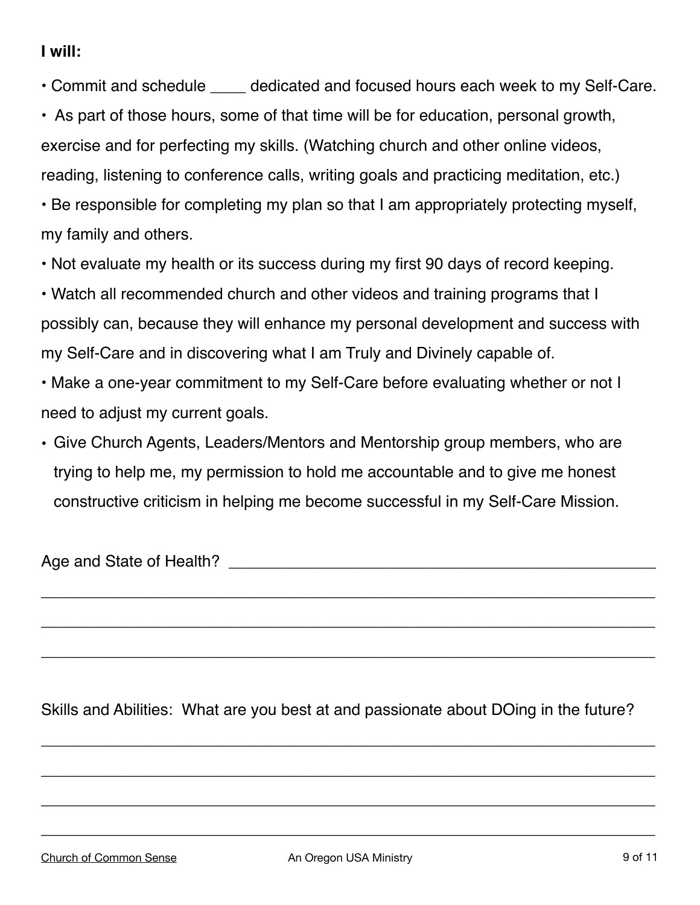**I will:**

- Commit and schedule ____ dedicated and focused hours each week to my Self-Care.
- As part of those hours, some of that time will be for education, personal growth, exercise and for perfecting my skills. (Watching church and other online videos, reading, listening to conference calls, writing goals and practicing meditation, etc.)
- Be responsible for completing my plan so that I am appropriately protecting myself, my family and others.
- Not evaluate my health or its success during my first 90 days of record keeping.
- Watch all recommended church and other videos and training programs that I possibly can, because they will enhance my personal development and success with my Self-Care and in discovering what I am Truly and Divinely capable of.
- Make a one-year commitment to my Self-Care before evaluating whether or not I need to adjust my current goals.
- Give Church Agents, Leaders/Mentors and Mentorship group members, who are trying to help me, my permission to hold me accountable and to give me honest constructive criticism in helping me become successful in my Self-Care Mission.

Age and State of Health? ____________________________________________

______________________________________________________________

______________________________________________________________

______________________________________________________________

Skills and Abilities: What are you best at and passionate about DOing in the future?

______________________________________________________________

______________________________________________________________

______________________________________________________________

______________________________________________________________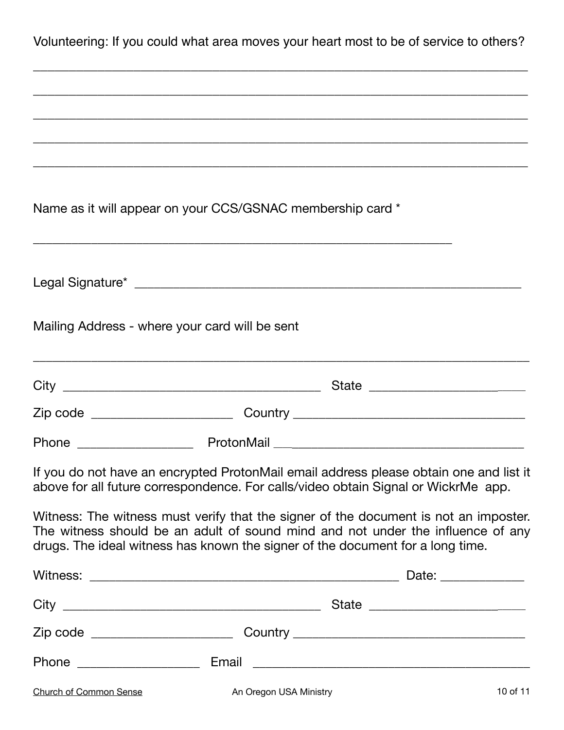Volunteering: If you could what area moves your heart most to be of service to others?

_______________________________________________________________________________

_______________________________________________________________________________

_______________________________________________________________________________

_______________________________________________________________________________

_______________________________________________________________________________

Name as it will appear on your CCS/GSNAC membership card *

___________________________________________________________________

Legal Signature* ______________________________________________________________

Mailing Address - where your card will be sent

_______________________________________________________________________________

City _________________________________________ State _________________________

Zip code ______________________ Country ____________________________________

Phone _________________ ProtonMail _______________________________________

If you do not have an encrypted ProtonMail email address please obtain one and list it above for all future correspondence. For calls/video obtain Signal or WickrMe app.

Witness: The witness must verify that the signer of the document is not an imposter. The witness should be an adult of sound mind and not under the influence of any drugs. The ideal witness has known the signer of the document for a long time.

Witness: _________________________________________________ Date: ____________

City _________________________________________ State _________________________

Zip code ______________________ Country ____________________________________

Phone __________________ Email ____________________________________________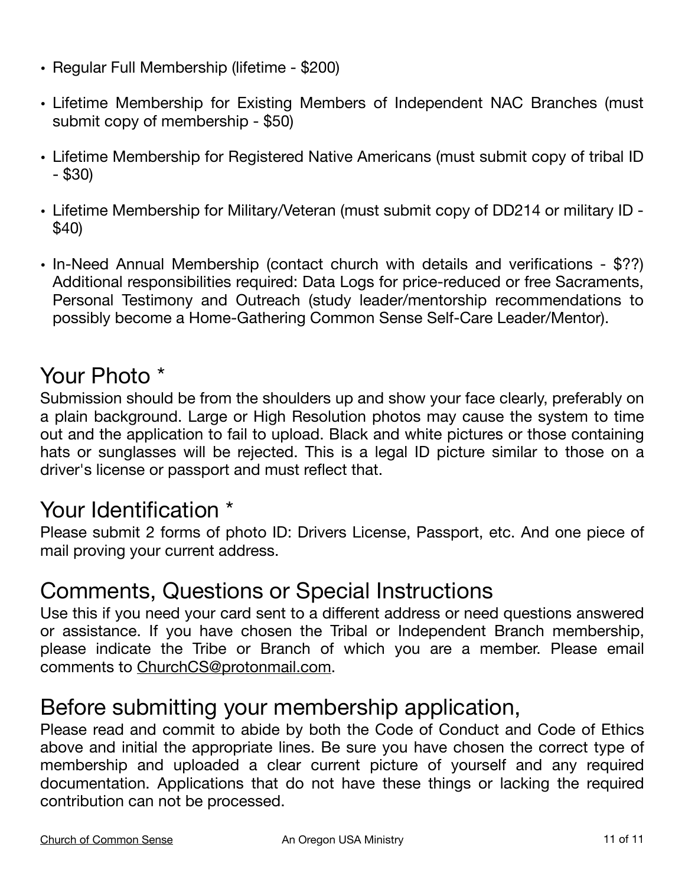- Regular Full Membership (lifetime - $200)
- Lifetime Membership for Existing Members of Independent NAC Branches (must submit copy of membership - $50)
- Lifetime Membership for Registered Native Americans (must submit copy of tribal ID - $30)
- Lifetime Membership for Military/Veteran (must submit copy of DD214 or military ID - $40)
- In-Need Annual Membership (contact church with details and verifications - $??) Additional responsibilities required: Data Logs for price-reduced or free Sacraments, Personal Testimony and Outreach (study leader/mentorship recommendations to possibly become a Home-Gathering Common Sense Self-Care Leader/Mentor).

## Your Photo *

Submission should be from the shoulders up and show your face clearly, preferably on a plain background. Large or High Resolution photos may cause the system to time out and the application to fail to upload. Black and white pictures or those containing hats or sunglasses will be rejected. This is a legal ID picture similar to those on a driver's license or passport and must reflect that.

## Your Identification *

Please submit 2 forms of photo ID: Drivers License, Passport, etc. And one piece of mail proving your current address.

## Comments, Questions or Special Instructions

Use this if you need your card sent to a different address or need questions answered or assistance. If you have chosen the Tribal or Independent Branch membership, please indicate the Tribe or Branch of which you are a member. Please email comments to ChurchCS@protonmail.com.

## Before submitting your membership application,

Please read and commit to abide by both the Code of Conduct and Code of Ethics above and initial the appropriate lines. Be sure you have chosen the correct type of membership and uploaded a clear current picture of yourself and any required documentation. Applications that do not have these things or lacking the required contribution can not be processed.